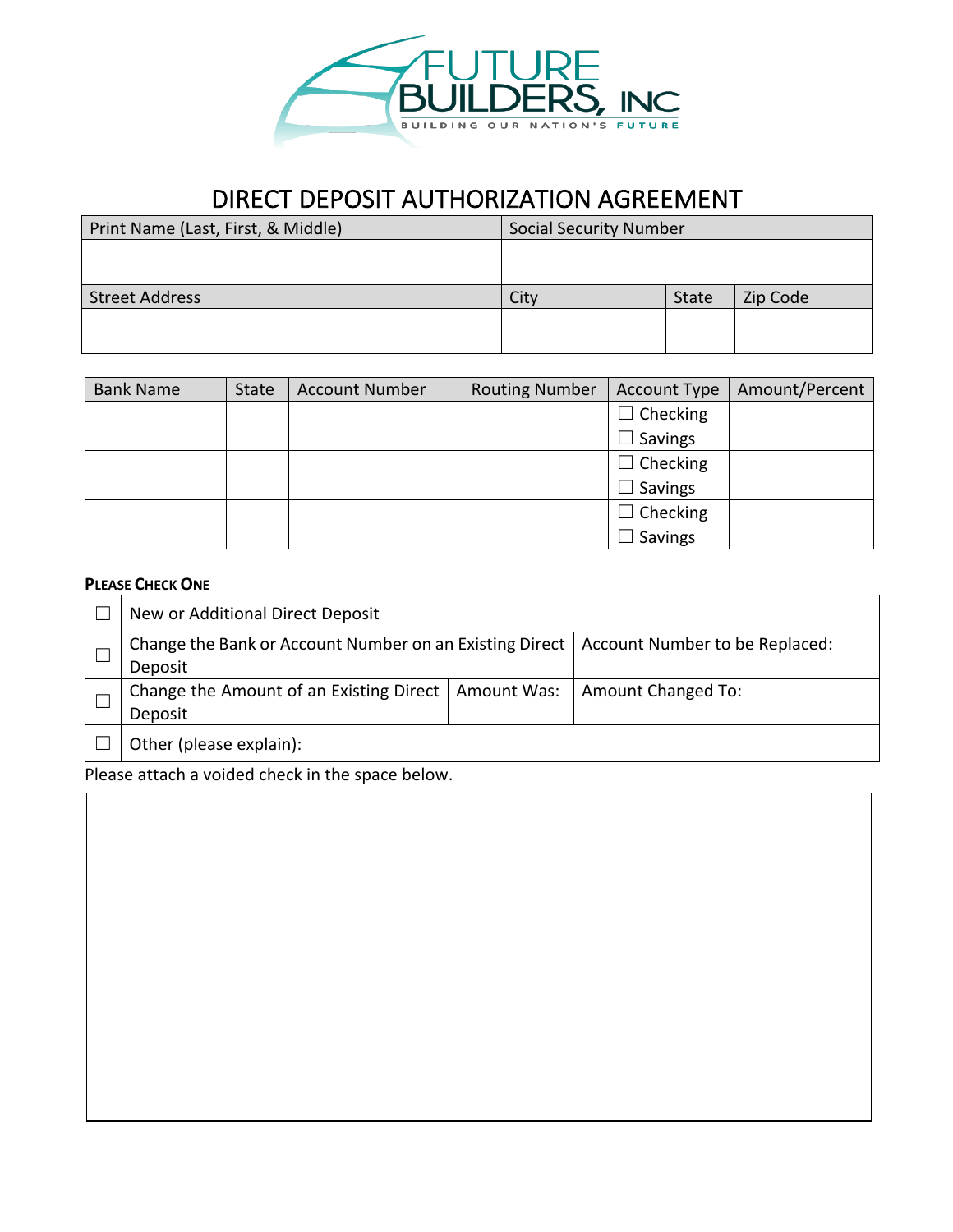FUTURE BUILDERS, INC

BUILDING OUR NATION'S FUTURE

# DIRECT DEPOSIT AUTHORIZATION AGREEMENT

| Print Name (Last, First, & Middle) | Social Security Number | | |
|---|---|---|---|
| | | | |
| Street Address | City | State | Zip Code |
| | | | |

| Bank Name | State | Account Number | Routing Number | Account Type | Amount/Percent |
|---|---|---|---|---|---|
| | | | | ☐ Checking ☐ Savings | |
| | | | | ☐ Checking ☐ Savings | |
| | | | | ☐ Checking ☐ Savings | |

**PLEASE CHECK ONE**

| | | | |
|---|---|---|---|
| ☐ | New or Additional Direct Deposit | | |
| ☐ | Change the Bank or Account Number on an Existing Direct Deposit | | Account Number to be Replaced: |
| ☐ | Change the Amount of an Existing Direct Deposit | Amount Was: | Amount Changed To: |
| ☐ | Other (please explain): | | |

Please attach a voided check in the space below.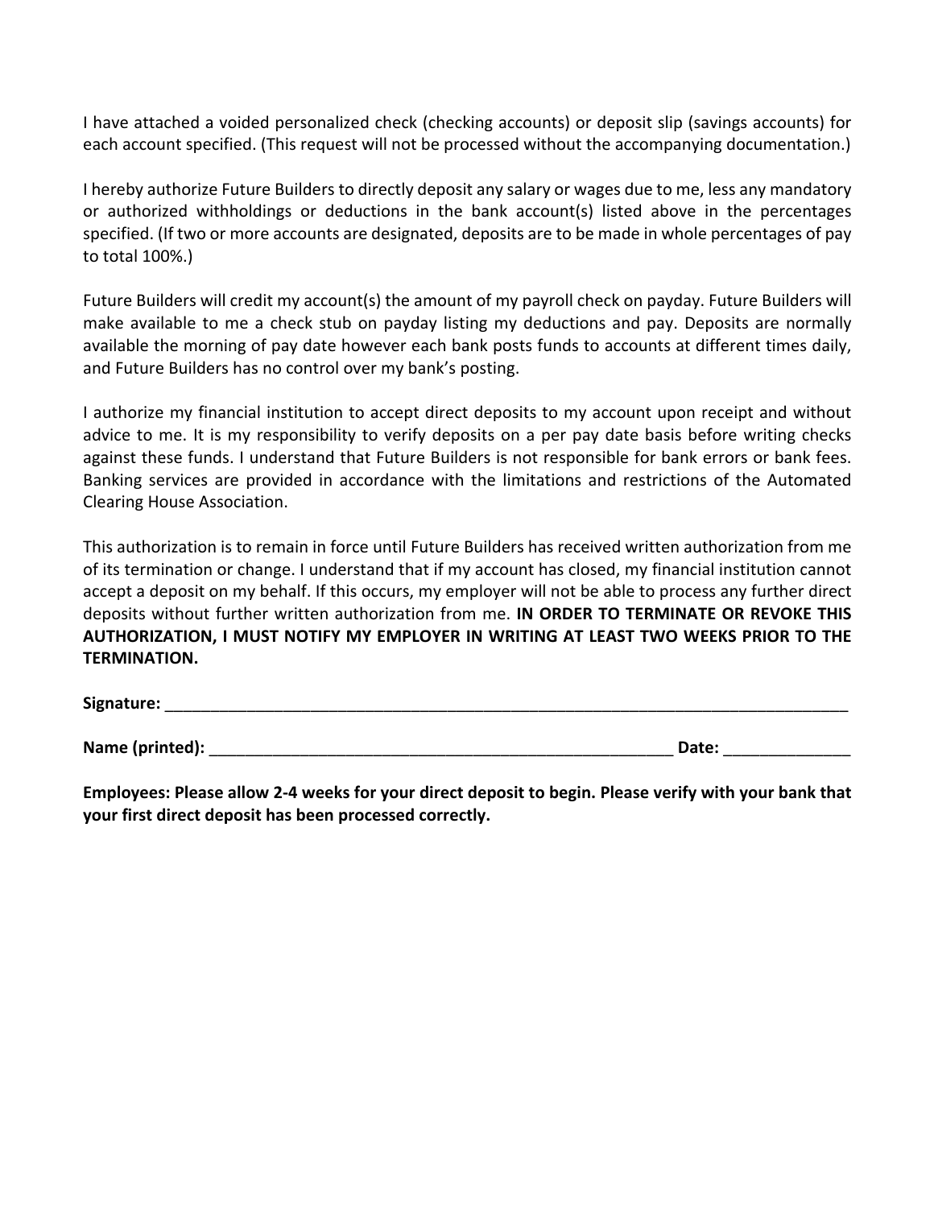I have attached a voided personalized check (checking accounts) or deposit slip (savings accounts) for each account specified. (This request will not be processed without the accompanying documentation.)

I hereby authorize Future Builders to directly deposit any salary or wages due to me, less any mandatory or authorized withholdings or deductions in the bank account(s) listed above in the percentages specified. (If two or more accounts are designated, deposits are to be made in whole percentages of pay to total 100%.)

Future Builders will credit my account(s) the amount of my payroll check on payday. Future Builders will make available to me a check stub on payday listing my deductions and pay. Deposits are normally available the morning of pay date however each bank posts funds to accounts at different times daily, and Future Builders has no control over my bank's posting.

I authorize my financial institution to accept direct deposits to my account upon receipt and without advice to me. It is my responsibility to verify deposits on a per pay date basis before writing checks against these funds. I understand that Future Builders is not responsible for bank errors or bank fees. Banking services are provided in accordance with the limitations and restrictions of the Automated Clearing House Association.

This authorization is to remain in force until Future Builders has received written authorization from me of its termination or change. I understand that if my account has closed, my financial institution cannot accept a deposit on my behalf. If this occurs, my employer will not be able to process any further direct deposits without further written authorization from me. **IN ORDER TO TERMINATE OR REVOKE THIS AUTHORIZATION, I MUST NOTIFY MY EMPLOYER IN WRITING AT LEAST TWO WEEKS PRIOR TO THE TERMINATION.**

**Signature:** ______________________________________________________________________________

**Name (printed):** ____________________________________________________ **Date:** ______________

**Employees: Please allow 2-4 weeks for your direct deposit to begin. Please verify with your bank that your first direct deposit has been processed correctly.**